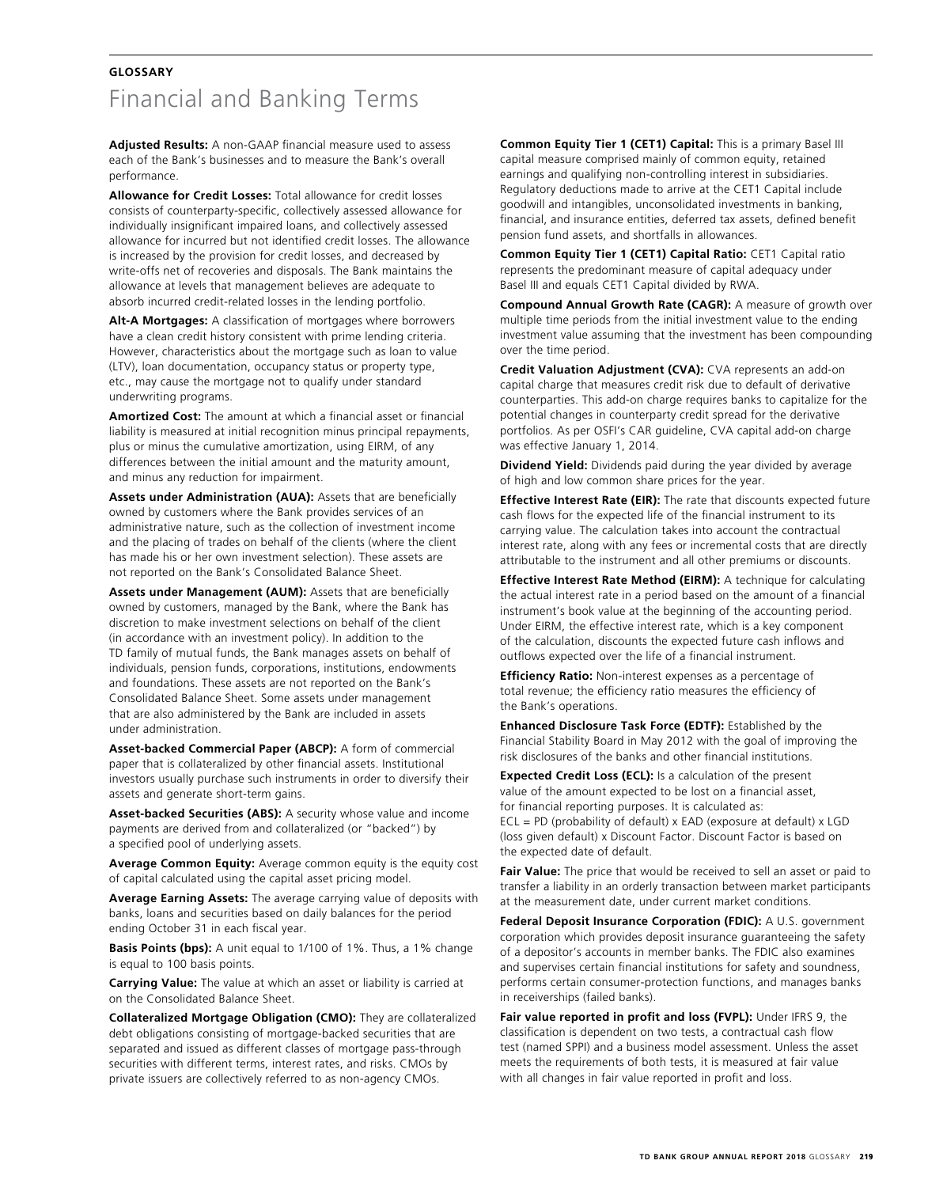**GLOSSARY**

# Financial and Banking Terms

**Adjusted Results:** A non-GAAP financial measure used to assess each of the Bank's businesses and to measure the Bank's overall performance.

**Allowance for Credit Losses:** Total allowance for credit losses consists of counterparty-specific, collectively assessed allowance for individually insignificant impaired loans, and collectively assessed allowance for incurred but not identified credit losses. The allowance is increased by the provision for credit losses, and decreased by write-offs net of recoveries and disposals. The Bank maintains the allowance at levels that management believes are adequate to absorb incurred credit-related losses in the lending portfolio.

**Alt-A Mortgages:** A classification of mortgages where borrowers have a clean credit history consistent with prime lending criteria. However, characteristics about the mortgage such as loan to value (LTV), loan documentation, occupancy status or property type, etc., may cause the mortgage not to qualify under standard underwriting programs.

**Amortized Cost:** The amount at which a financial asset or financial liability is measured at initial recognition minus principal repayments, plus or minus the cumulative amortization, using EIRM, of any differences between the initial amount and the maturity amount, and minus any reduction for impairment.

**Assets under Administration (AUA):** Assets that are beneficially owned by customers where the Bank provides services of an administrative nature, such as the collection of investment income and the placing of trades on behalf of the clients (where the client has made his or her own investment selection). These assets are not reported on the Bank's Consolidated Balance Sheet.

**Assets under Management (AUM):** Assets that are beneficially owned by customers, managed by the Bank, where the Bank has discretion to make investment selections on behalf of the client (in accordance with an investment policy). In addition to the TD family of mutual funds, the Bank manages assets on behalf of individuals, pension funds, corporations, institutions, endowments and foundations. These assets are not reported on the Bank's Consolidated Balance Sheet. Some assets under management that are also administered by the Bank are included in assets under administration.

**Asset-backed Commercial Paper (ABCP):** A form of commercial paper that is collateralized by other financial assets. Institutional investors usually purchase such instruments in order to diversify their assets and generate short-term gains.

**Asset-backed Securities (ABS):** A security whose value and income payments are derived from and collateralized (or "backed") by a specified pool of underlying assets.

**Average Common Equity:** Average common equity is the equity cost of capital calculated using the capital asset pricing model.

**Average Earning Assets:** The average carrying value of deposits with banks, loans and securities based on daily balances for the period ending October 31 in each fiscal year.

**Basis Points (bps):** A unit equal to 1/100 of 1%. Thus, a 1% change is equal to 100 basis points.

**Carrying Value:** The value at which an asset or liability is carried at on the Consolidated Balance Sheet.

**Collateralized Mortgage Obligation (CMO):** They are collateralized debt obligations consisting of mortgage-backed securities that are separated and issued as different classes of mortgage pass-through securities with different terms, interest rates, and risks. CMOs by private issuers are collectively referred to as non-agency CMOs.

**Common Equity Tier 1 (CET1) Capital:** This is a primary Basel III capital measure comprised mainly of common equity, retained earnings and qualifying non-controlling interest in subsidiaries. Regulatory deductions made to arrive at the CET1 Capital include goodwill and intangibles, unconsolidated investments in banking, financial, and insurance entities, deferred tax assets, defined benefit pension fund assets, and shortfalls in allowances.

**Common Equity Tier 1 (CET1) Capital Ratio:** CET1 Capital ratio represents the predominant measure of capital adequacy under Basel III and equals CET1 Capital divided by RWA.

**Compound Annual Growth Rate (CAGR):** A measure of growth over multiple time periods from the initial investment value to the ending investment value assuming that the investment has been compounding over the time period.

**Credit Valuation Adjustment (CVA):** CVA represents an add-on capital charge that measures credit risk due to default of derivative counterparties. This add-on charge requires banks to capitalize for the potential changes in counterparty credit spread for the derivative portfolios. As per OSFI's CAR guideline, CVA capital add-on charge was effective January 1, 2014.

**Dividend Yield:** Dividends paid during the year divided by average of high and low common share prices for the year.

**Effective Interest Rate (EIR):** The rate that discounts expected future cash flows for the expected life of the financial instrument to its carrying value. The calculation takes into account the contractual interest rate, along with any fees or incremental costs that are directly attributable to the instrument and all other premiums or discounts.

**Effective Interest Rate Method (EIRM):** A technique for calculating the actual interest rate in a period based on the amount of a financial instrument's book value at the beginning of the accounting period. Under EIRM, the effective interest rate, which is a key component of the calculation, discounts the expected future cash inflows and outflows expected over the life of a financial instrument.

**Efficiency Ratio:** Non-interest expenses as a percentage of total revenue; the efficiency ratio measures the efficiency of the Bank's operations.

**Enhanced Disclosure Task Force (EDTF):** Established by the Financial Stability Board in May 2012 with the goal of improving the risk disclosures of the banks and other financial institutions.

**Expected Credit Loss (ECL):** Is a calculation of the present value of the amount expected to be lost on a financial asset, for financial reporting purposes. It is calculated as: ECL = PD (probability of default) x EAD (exposure at default) x LGD (loss given default) x Discount Factor. Discount Factor is based on the expected date of default.

**Fair Value:** The price that would be received to sell an asset or paid to transfer a liability in an orderly transaction between market participants at the measurement date, under current market conditions.

**Federal Deposit Insurance Corporation (FDIC):** A U.S. government corporation which provides deposit insurance guaranteeing the safety of a depositor's accounts in member banks. The FDIC also examines and supervises certain financial institutions for safety and soundness, performs certain consumer-protection functions, and manages banks in receiverships (failed banks).

**Fair value reported in profit and loss (FVPL):** Under IFRS 9, the classification is dependent on two tests, a contractual cash flow test (named SPPI) and a business model assessment. Unless the asset meets the requirements of both tests, it is measured at fair value with all changes in fair value reported in profit and loss.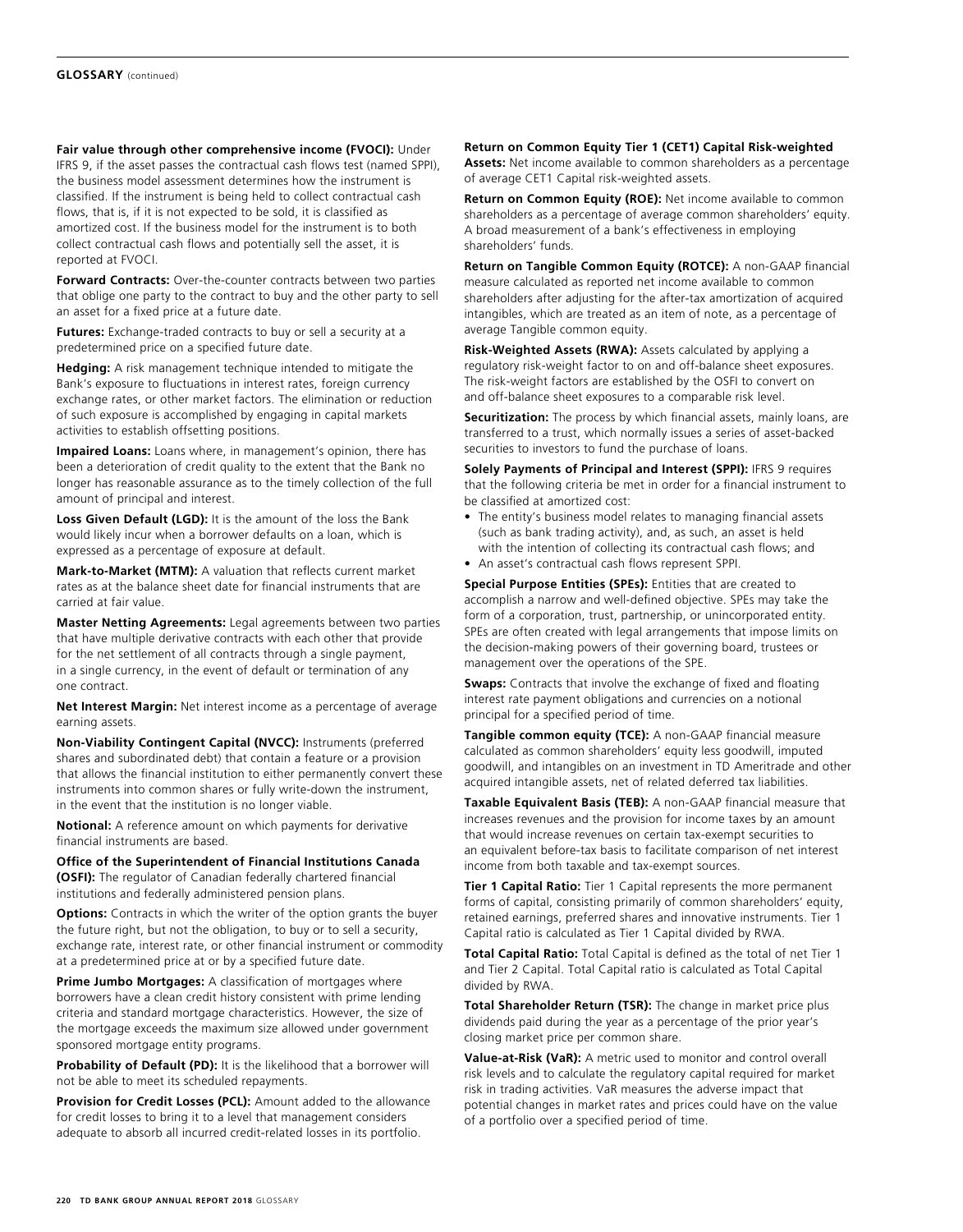**Fair value through other comprehensive income (FVOCI):** Under IFRS 9, if the asset passes the contractual cash flows test (named SPPI), the business model assessment determines how the instrument is classified. If the instrument is being held to collect contractual cash flows, that is, if it is not expected to be sold, it is classified as amortized cost. If the business model for the instrument is to both collect contractual cash flows and potentially sell the asset, it is reported at FVOCI.

**Forward Contracts:** Over-the-counter contracts between two parties that oblige one party to the contract to buy and the other party to sell an asset for a fixed price at a future date.

**Futures:** Exchange-traded contracts to buy or sell a security at a predetermined price on a specified future date.

**Hedging:** A risk management technique intended to mitigate the Bank's exposure to fluctuations in interest rates, foreign currency exchange rates, or other market factors. The elimination or reduction of such exposure is accomplished by engaging in capital markets activities to establish offsetting positions.

**Impaired Loans:** Loans where, in management's opinion, there has been a deterioration of credit quality to the extent that the Bank no longer has reasonable assurance as to the timely collection of the full amount of principal and interest.

**Loss Given Default (LGD):** It is the amount of the loss the Bank would likely incur when a borrower defaults on a loan, which is expressed as a percentage of exposure at default.

**Mark-to-Market (MTM):** A valuation that reflects current market rates as at the balance sheet date for financial instruments that are carried at fair value.

**Master Netting Agreements:** Legal agreements between two parties that have multiple derivative contracts with each other that provide for the net settlement of all contracts through a single payment, in a single currency, in the event of default or termination of any one contract.

**Net Interest Margin:** Net interest income as a percentage of average earning assets.

**Non-Viability Contingent Capital (NVCC):** Instruments (preferred shares and subordinated debt) that contain a feature or a provision that allows the financial institution to either permanently convert these instruments into common shares or fully write-down the instrument, in the event that the institution is no longer viable.

**Notional:** A reference amount on which payments for derivative financial instruments are based.

**Office of the Superintendent of Financial Institutions Canada (OSFI):** The regulator of Canadian federally chartered financial institutions and federally administered pension plans.

**Options:** Contracts in which the writer of the option grants the buyer the future right, but not the obligation, to buy or to sell a security, exchange rate, interest rate, or other financial instrument or commodity at a predetermined price at or by a specified future date.

**Prime Jumbo Mortgages:** A classification of mortgages where borrowers have a clean credit history consistent with prime lending criteria and standard mortgage characteristics. However, the size of the mortgage exceeds the maximum size allowed under government sponsored mortgage entity programs.

**Probability of Default (PD):** It is the likelihood that a borrower will not be able to meet its scheduled repayments.

**Provision for Credit Losses (PCL):** Amount added to the allowance for credit losses to bring it to a level that management considers adequate to absorb all incurred credit-related losses in its portfolio.

**Return on Common Equity Tier 1 (CET1) Capital Risk-weighted Assets:** Net income available to common shareholders as a percentage of average CET1 Capital risk-weighted assets.

**Return on Common Equity (ROE):** Net income available to common shareholders as a percentage of average common shareholders' equity. A broad measurement of a bank's effectiveness in employing shareholders' funds.

**Return on Tangible Common Equity (ROTCE):** A non-GAAP financial measure calculated as reported net income available to common shareholders after adjusting for the after-tax amortization of acquired intangibles, which are treated as an item of note, as a percentage of average Tangible common equity.

**Risk-Weighted Assets (RWA):** Assets calculated by applying a regulatory risk-weight factor to on and off-balance sheet exposures. The risk-weight factors are established by the OSFI to convert on and off-balance sheet exposures to a comparable risk level.

**Securitization:** The process by which financial assets, mainly loans, are transferred to a trust, which normally issues a series of asset-backed securities to investors to fund the purchase of loans.

**Solely Payments of Principal and Interest (SPPI):** IFRS 9 requires that the following criteria be met in order for a financial instrument to be classified at amortized cost:

- The entity's business model relates to managing financial assets (such as bank trading activity), and, as such, an asset is held with the intention of collecting its contractual cash flows; and
- An asset's contractual cash flows represent SPPI.

**Special Purpose Entities (SPEs):** Entities that are created to accomplish a narrow and well-defined objective. SPEs may take the form of a corporation, trust, partnership, or unincorporated entity. SPEs are often created with legal arrangements that impose limits on the decision-making powers of their governing board, trustees or management over the operations of the SPE.

**Swaps:** Contracts that involve the exchange of fixed and floating interest rate payment obligations and currencies on a notional principal for a specified period of time.

**Tangible common equity (TCE):** A non-GAAP financial measure calculated as common shareholders' equity less goodwill, imputed goodwill, and intangibles on an investment in TD Ameritrade and other acquired intangible assets, net of related deferred tax liabilities.

**Taxable Equivalent Basis (TEB):** A non-GAAP financial measure that increases revenues and the provision for income taxes by an amount that would increase revenues on certain tax-exempt securities to an equivalent before-tax basis to facilitate comparison of net interest income from both taxable and tax-exempt sources.

**Tier 1 Capital Ratio:** Tier 1 Capital represents the more permanent forms of capital, consisting primarily of common shareholders' equity, retained earnings, preferred shares and innovative instruments. Tier 1 Capital ratio is calculated as Tier 1 Capital divided by RWA.

**Total Capital Ratio:** Total Capital is defined as the total of net Tier 1 and Tier 2 Capital. Total Capital ratio is calculated as Total Capital divided by RWA.

**Total Shareholder Return (TSR):** The change in market price plus dividends paid during the year as a percentage of the prior year's closing market price per common share.

**Value-at-Risk (VaR):** A metric used to monitor and control overall risk levels and to calculate the regulatory capital required for market risk in trading activities. VaR measures the adverse impact that potential changes in market rates and prices could have on the value of a portfolio over a specified period of time.